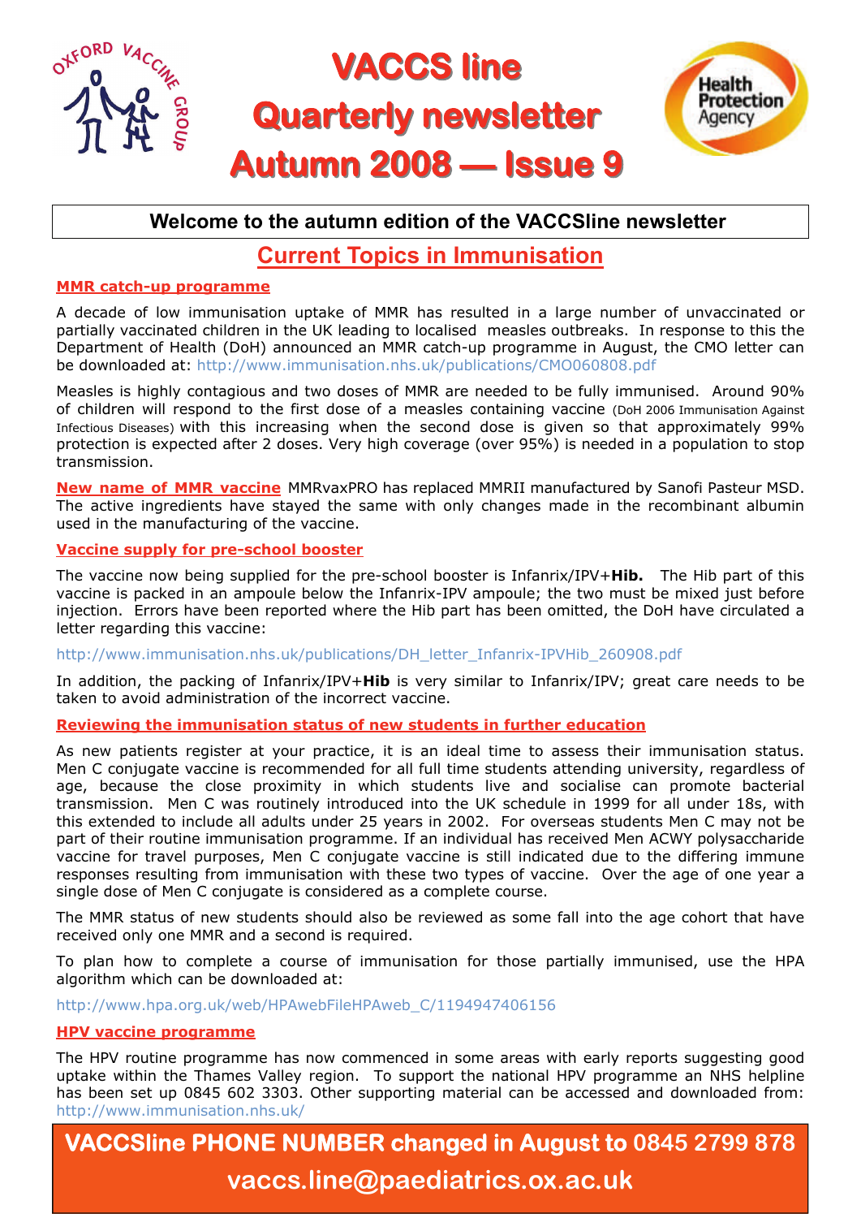# VACCS line
# Quarterly newsletter
# Autumn 2008 — Issue 9

**Welcome to the autumn edition of the VACCSline newsletter**

## Current Topics in Immunisation

### MMR catch-up programme

A decade of low immunisation uptake of MMR has resulted in a large number of unvaccinated or partially vaccinated children in the UK leading to localised measles outbreaks. In response to this the Department of Health (DoH) announced an MMR catch-up programme in August, the CMO letter can be downloaded at: http://www.immunisation.nhs.uk/publications/CMO060808.pdf

Measles is highly contagious and two doses of MMR are needed to be fully immunised. Around 90% of children will respond to the first dose of a measles containing vaccine (DoH 2006 Immunisation Against Infectious Diseases) with this increasing when the second dose is given so that approximately 99% protection is expected after 2 doses. Very high coverage (over 95%) is needed in a population to stop transmission.

**New name of MMR vaccine** MMRvaxPRO has replaced MMRII manufactured by Sanofi Pasteur MSD. The active ingredients have stayed the same with only changes made in the recombinant albumin used in the manufacturing of the vaccine.

### Vaccine supply for pre-school booster

The vaccine now being supplied for the pre-school booster is Infanrix/IPV+**Hib.** The Hib part of this vaccine is packed in an ampoule below the Infanrix-IPV ampoule; the two must be mixed just before injection. Errors have been reported where the Hib part has been omitted, the DoH have circulated a letter regarding this vaccine:

http://www.immunisation.nhs.uk/publications/DH_letter_Infanrix-IPVHib_260908.pdf

In addition, the packing of Infanrix/IPV+**Hib** is very similar to Infanrix/IPV; great care needs to be taken to avoid administration of the incorrect vaccine.

### Reviewing the immunisation status of new students in further education

As new patients register at your practice, it is an ideal time to assess their immunisation status. Men C conjugate vaccine is recommended for all full time students attending university, regardless of age, because the close proximity in which students live and socialise can promote bacterial transmission. Men C was routinely introduced into the UK schedule in 1999 for all under 18s, with this extended to include all adults under 25 years in 2002. For overseas students Men C may not be part of their routine immunisation programme. If an individual has received Men ACWY polysaccharide vaccine for travel purposes, Men C conjugate vaccine is still indicated due to the differing immune responses resulting from immunisation with these two types of vaccine. Over the age of one year a single dose of Men C conjugate is considered as a complete course.

The MMR status of new students should also be reviewed as some fall into the age cohort that have received only one MMR and a second is required.

To plan how to complete a course of immunisation for those partially immunised, use the HPA algorithm which can be downloaded at:

http://www.hpa.org.uk/web/HPAwebFileHPAweb_C/1194947406156

### HPV vaccine programme

The HPV routine programme has now commenced in some areas with early reports suggesting good uptake within the Thames Valley region. To support the national HPV programme an NHS helpline has been set up 0845 602 3303. Other supporting material can be accessed and downloaded from: http://www.immunisation.nhs.uk/

**VACCSline PHONE NUMBER changed in August to 0845 2799 878**

**vaccs.line@paediatrics.ox.ac.uk**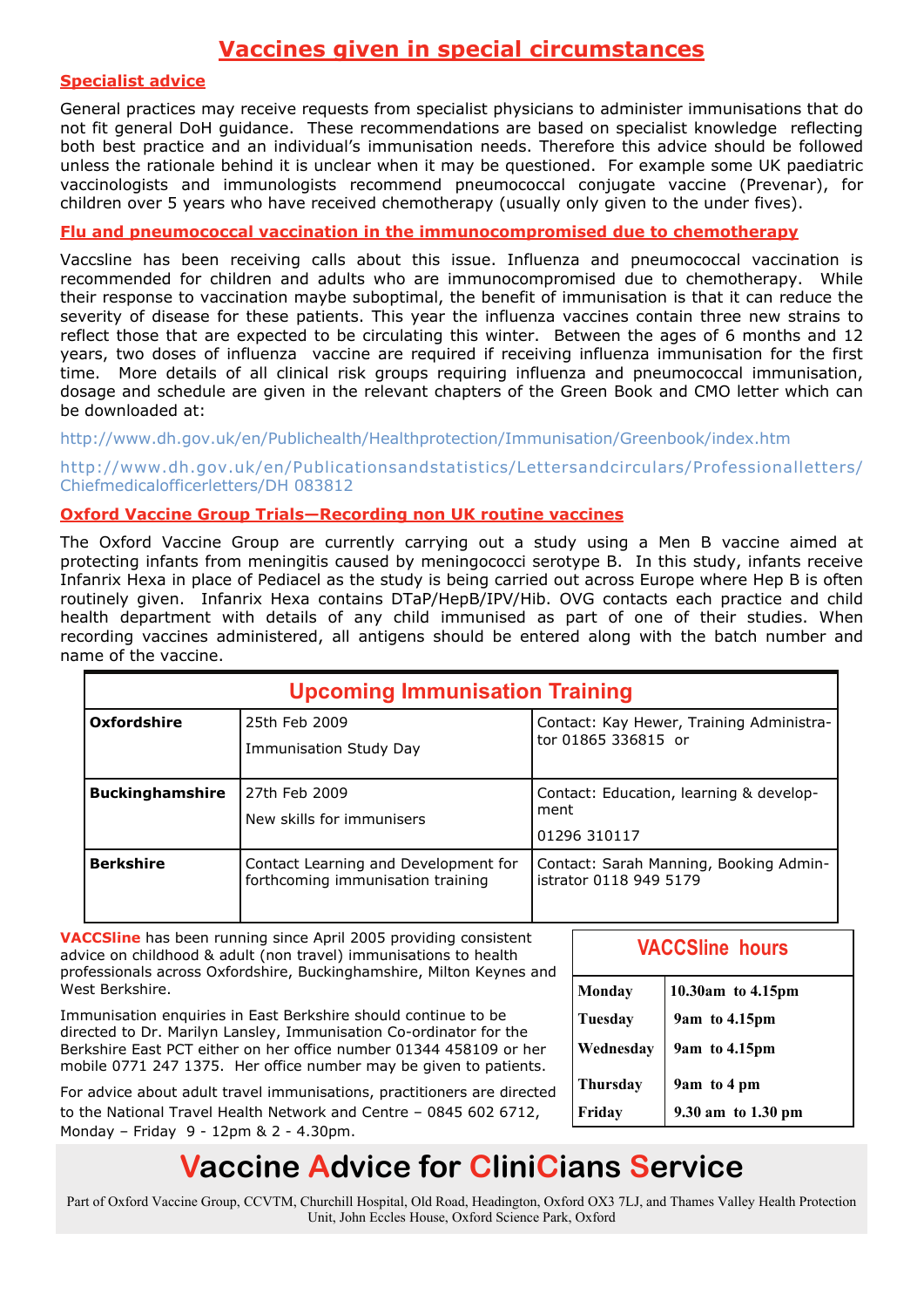# Vaccines given in special circumstances

## Specialist advice

General practices may receive requests from specialist physicians to administer immunisations that do not fit general DoH guidance. These recommendations are based on specialist knowledge reflecting both best practice and an individual's immunisation needs. Therefore this advice should be followed unless the rationale behind it is unclear when it may be questioned. For example some UK paediatric vaccinologists and immunologists recommend pneumococcal conjugate vaccine (Prevenar), for children over 5 years who have received chemotherapy (usually only given to the under fives).

## Flu and pneumococcal vaccination in the immunocompromised due to chemotherapy

Vaccsline has been receiving calls about this issue. Influenza and pneumococcal vaccination is recommended for children and adults who are immunocompromised due to chemotherapy. While their response to vaccination maybe suboptimal, the benefit of immunisation is that it can reduce the severity of disease for these patients. This year the influenza vaccines contain three new strains to reflect those that are expected to be circulating this winter. Between the ages of 6 months and 12 years, two doses of influenza vaccine are required if receiving influenza immunisation for the first time. More details of all clinical risk groups requiring influenza and pneumococcal immunisation, dosage and schedule are given in the relevant chapters of the Green Book and CMO letter which can be downloaded at:

http://www.dh.gov.uk/en/Publichealth/Healthprotection/Immunisation/Greenbook/index.htm

http://www.dh.gov.uk/en/Publicationsandstatistics/Lettersandcirculars/Professionalletters/Chiefmedicalofficerletters/DH 083812

## Oxford Vaccine Group Trials—Recording non UK routine vaccines

The Oxford Vaccine Group are currently carrying out a study using a Men B vaccine aimed at protecting infants from meningitis caused by meningococci serotype B. In this study, infants receive Infanrix Hexa in place of Pediacel as the study is being carried out across Europe where Hep B is often routinely given. Infanrix Hexa contains DTaP/HepB/IPV/Hib. OVG contacts each practice and child health department with details of any child immunised as part of one of their studies. When recording vaccines administered, all antigens should be entered along with the batch number and name of the vaccine.

## Upcoming Immunisation Training

| | | |
|---|---|---|
| **Oxfordshire** | 25th Feb 2009<br>Immunisation Study Day | Contact: Kay Hewer, Training Administrator 01865 336815 or |
| **Buckinghamshire** | 27th Feb 2009<br>New skills for immunisers | Contact: Education, learning & development<br>01296 310117 |
| **Berkshire** | Contact Learning and Development for forthcoming immunisation training | Contact: Sarah Manning, Booking Administrator 0118 949 5179 |

**VACCSline** has been running since April 2005 providing consistent advice on childhood & adult (non travel) immunisations to health professionals across Oxfordshire, Buckinghamshire, Milton Keynes and West Berkshire.

Immunisation enquiries in East Berkshire should continue to be directed to Dr. Marilyn Lansley, Immunisation Co-ordinator for the Berkshire East PCT either on her office number 01344 458109 or her mobile 0771 247 1375. Her office number may be given to patients.

For advice about adult travel immunisations, practitioners are directed to the National Travel Health Network and Centre – 0845 602 6712, Monday – Friday 9 - 12pm & 2 - 4.30pm.

### VACCSline hours

| | |
|---|---|
| **Monday** | **10.30am to 4.15pm** |
| **Tuesday** | **9am to 4.15pm** |
| **Wednesday** | **9am to 4.15pm** |
| **Thursday** | **9am to 4 pm** |
| **Friday** | **9.30 am to 1.30 pm** |

# Vaccine Advice for CliniCians Service

Part of Oxford Vaccine Group, CCVTM, Churchill Hospital, Old Road, Headington, Oxford OX3 7LJ, and Thames Valley Health Protection Unit, John Eccles House, Oxford Science Park, Oxford